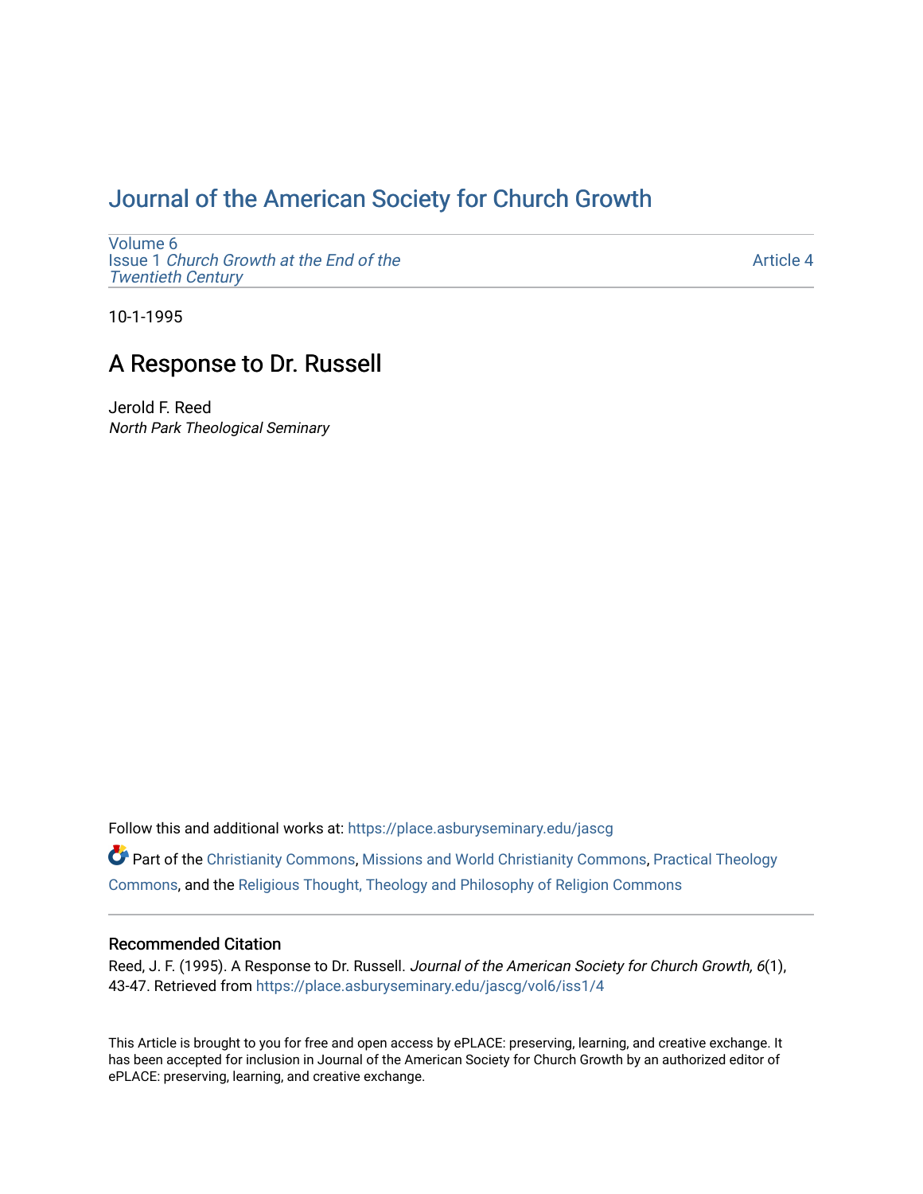# Journal of the American Society for Church Growth

Volume 6
Issue 1 *Church Growth at the End of the Twentieth Century*

Article 4

10-1-1995

## A Response to Dr. Russell

Jerold F. Reed
*North Park Theological Seminary*

Follow this and additional works at: https://place.asburyseminary.edu/jascg

Part of the Christianity Commons, Missions and World Christianity Commons, Practical Theology Commons, and the Religious Thought, Theology and Philosophy of Religion Commons

### Recommended Citation

Reed, J. F. (1995). A Response to Dr. Russell. *Journal of the American Society for Church Growth, 6*(1), 43-47. Retrieved from https://place.asburyseminary.edu/jascg/vol6/iss1/4

This Article is brought to you for free and open access by ePLACE: preserving, learning, and creative exchange. It has been accepted for inclusion in Journal of the American Society for Church Growth by an authorized editor of ePLACE: preserving, learning, and creative exchange.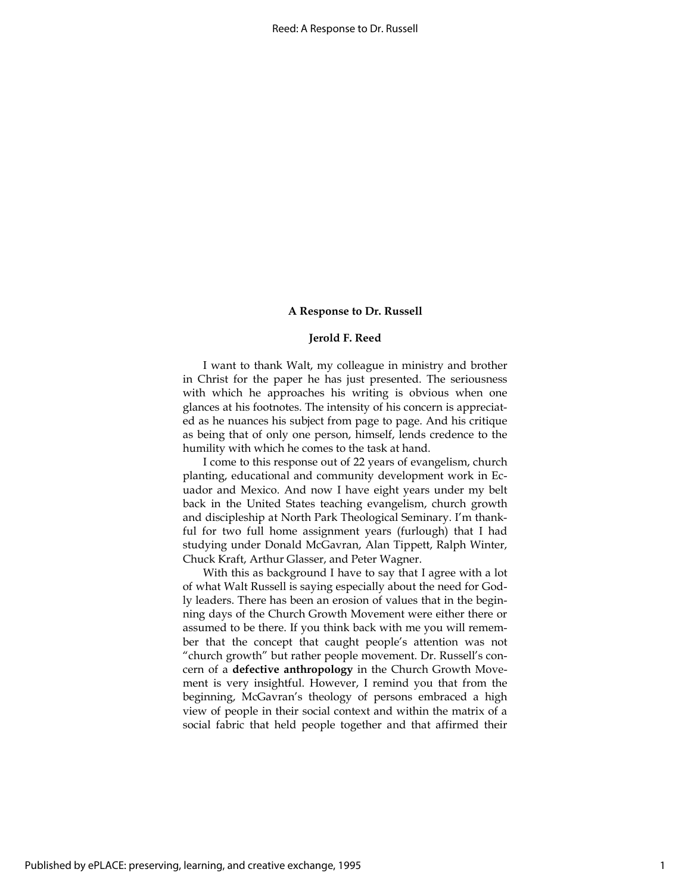### A Response to Dr. Russell

#### Jerold F. Reed

I want to thank Walt, my colleague in ministry and brother in Christ for the paper he has just presented. The seriousness with which he approaches his writing is obvious when one glances at his footnotes. The intensity of his concern is appreciated as he nuances his subject from page to page. And his critique as being that of only one person, himself, lends credence to the humility with which he comes to the task at hand.

I come to this response out of 22 years of evangelism, church planting, educational and community development work in Ecuador and Mexico. And now I have eight years under my belt back in the United States teaching evangelism, church growth and discipleship at North Park Theological Seminary. I'm thankful for two full home assignment years (furlough) that I had studying under Donald McGavran, Alan Tippett, Ralph Winter, Chuck Kraft, Arthur Glasser, and Peter Wagner.

With this as background I have to say that I agree with a lot of what Walt Russell is saying especially about the need for Godly leaders. There has been an erosion of values that in the beginning days of the Church Growth Movement were either there or assumed to be there. If you think back with me you will remember that the concept that caught people's attention was not "church growth" but rather people movement. Dr. Russell's concern of a **defective anthropology** in the Church Growth Movement is very insightful. However, I remind you that from the beginning, McGavran's theology of persons embraced a high view of people in their social context and within the matrix of a social fabric that held people together and that affirmed their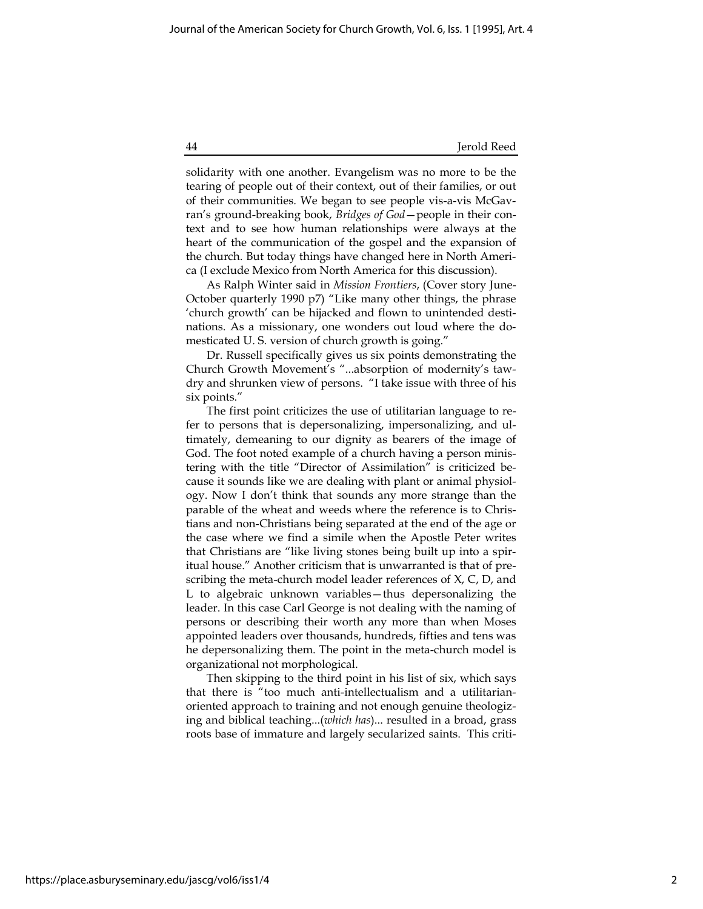solidarity with one another. Evangelism was no more to be the tearing of people out of their context, out of their families, or out of their communities. We began to see people vis-a-vis McGavran's ground-breaking book, *Bridges of God*—people in their context and to see how human relationships were always at the heart of the communication of the gospel and the expansion of the church. But today things have changed here in North America (I exclude Mexico from North America for this discussion).

As Ralph Winter said in *Mission Frontiers*, (Cover story June-October quarterly 1990 p7) "Like many other things, the phrase 'church growth' can be hijacked and flown to unintended destinations. As a missionary, one wonders out loud where the domesticated U. S. version of church growth is going."

Dr. Russell specifically gives us six points demonstrating the Church Growth Movement's "...absorption of modernity's tawdry and shrunken view of persons. "I take issue with three of his six points."

The first point criticizes the use of utilitarian language to refer to persons that is depersonalizing, impersonalizing, and ultimately, demeaning to our dignity as bearers of the image of God. The foot noted example of a church having a person ministering with the title "Director of Assimilation" is criticized because it sounds like we are dealing with plant or animal physiology. Now I don't think that sounds any more strange than the parable of the wheat and weeds where the reference is to Christians and non-Christians being separated at the end of the age or the case where we find a simile when the Apostle Peter writes that Christians are "like living stones being built up into a spiritual house." Another criticism that is unwarranted is that of prescribing the meta-church model leader references of X, C, D, and L to algebraic unknown variables—thus depersonalizing the leader. In this case Carl George is not dealing with the naming of persons or describing their worth any more than when Moses appointed leaders over thousands, hundreds, fifties and tens was he depersonalizing them. The point in the meta-church model is organizational not morphological.

Then skipping to the third point in his list of six, which says that there is "too much anti-intellectualism and a utilitarian-oriented approach to training and not enough genuine theologizing and biblical teaching...(*which has*)... resulted in a broad, grass roots base of immature and largely secularized saints. This criti-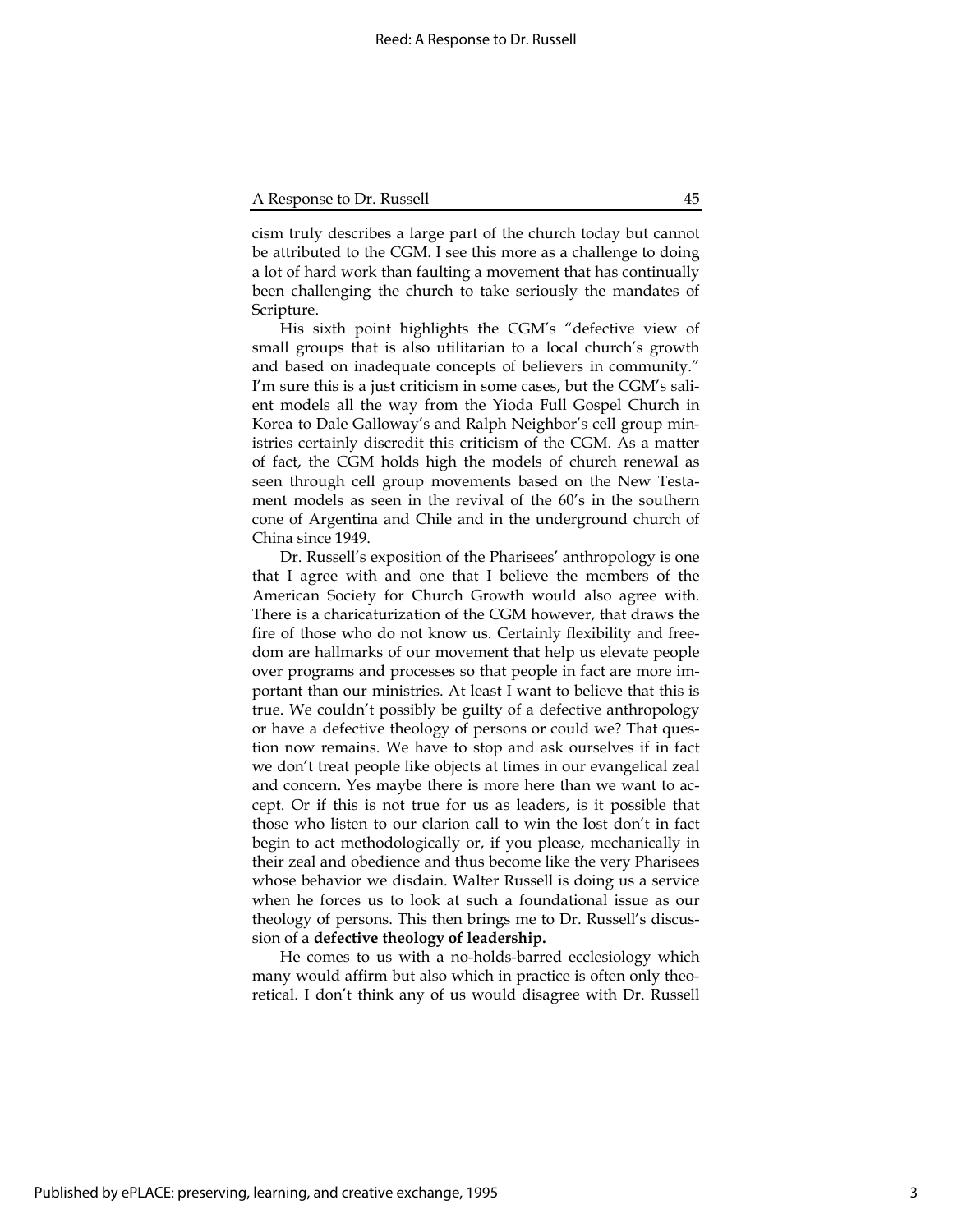cism truly describes a large part of the church today but cannot be attributed to the CGM. I see this more as a challenge to doing a lot of hard work than faulting a movement that has continually been challenging the church to take seriously the mandates of Scripture.

His sixth point highlights the CGM's "defective view of small groups that is also utilitarian to a local church's growth and based on inadequate concepts of believers in community." I'm sure this is a just criticism in some cases, but the CGM's salient models all the way from the Yioda Full Gospel Church in Korea to Dale Galloway's and Ralph Neighbor's cell group ministries certainly discredit this criticism of the CGM. As a matter of fact, the CGM holds high the models of church renewal as seen through cell group movements based on the New Testament models as seen in the revival of the 60's in the southern cone of Argentina and Chile and in the underground church of China since 1949.

Dr. Russell's exposition of the Pharisees' anthropology is one that I agree with and one that I believe the members of the American Society for Church Growth would also agree with. There is a charicaturization of the CGM however, that draws the fire of those who do not know us. Certainly flexibility and freedom are hallmarks of our movement that help us elevate people over programs and processes so that people in fact are more important than our ministries. At least I want to believe that this is true. We couldn't possibly be guilty of a defective anthropology or have a defective theology of persons or could we? That question now remains. We have to stop and ask ourselves if in fact we don't treat people like objects at times in our evangelical zeal and concern. Yes maybe there is more here than we want to accept. Or if this is not true for us as leaders, is it possible that those who listen to our clarion call to win the lost don't in fact begin to act methodologically or, if you please, mechanically in their zeal and obedience and thus become like the very Pharisees whose behavior we disdain. Walter Russell is doing us a service when he forces us to look at such a foundational issue as our theology of persons. This then brings me to Dr. Russell's discussion of a **defective theology of leadership.**

He comes to us with a no-holds-barred ecclesiology which many would affirm but also which in practice is often only theoretical. I don't think any of us would disagree with Dr. Russell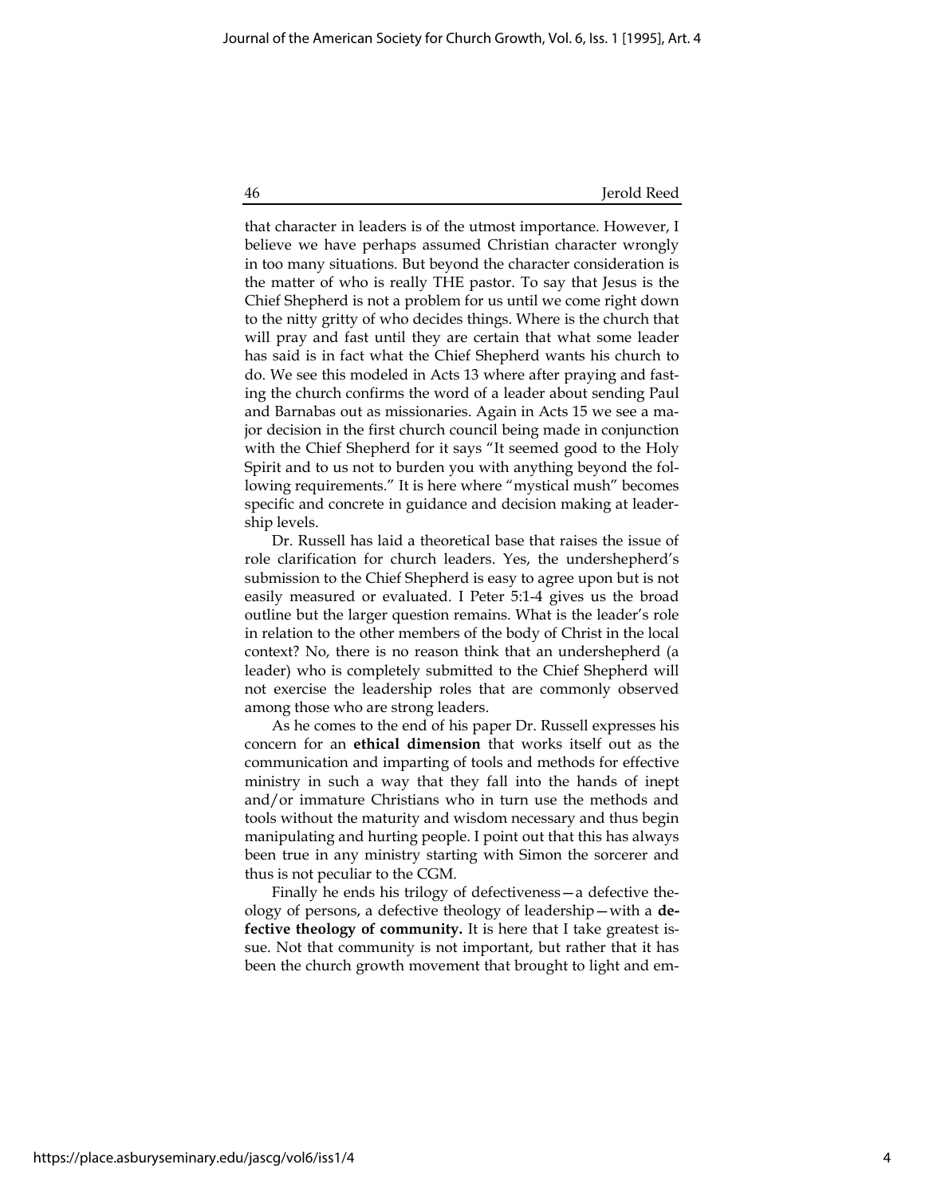that character in leaders is of the utmost importance. However, I believe we have perhaps assumed Christian character wrongly in too many situations. But beyond the character consideration is the matter of who is really THE pastor. To say that Jesus is the Chief Shepherd is not a problem for us until we come right down to the nitty gritty of who decides things. Where is the church that will pray and fast until they are certain that what some leader has said is in fact what the Chief Shepherd wants his church to do. We see this modeled in Acts 13 where after praying and fasting the church confirms the word of a leader about sending Paul and Barnabas out as missionaries. Again in Acts 15 we see a major decision in the first church council being made in conjunction with the Chief Shepherd for it says "It seemed good to the Holy Spirit and to us not to burden you with anything beyond the following requirements." It is here where "mystical mush" becomes specific and concrete in guidance and decision making at leadership levels.

Dr. Russell has laid a theoretical base that raises the issue of role clarification for church leaders. Yes, the undershepherd's submission to the Chief Shepherd is easy to agree upon but is not easily measured or evaluated. I Peter 5:1-4 gives us the broad outline but the larger question remains. What is the leader's role in relation to the other members of the body of Christ in the local context? No, there is no reason think that an undershepherd (a leader) who is completely submitted to the Chief Shepherd will not exercise the leadership roles that are commonly observed among those who are strong leaders.

As he comes to the end of his paper Dr. Russell expresses his concern for an **ethical dimension** that works itself out as the communication and imparting of tools and methods for effective ministry in such a way that they fall into the hands of inept and/or immature Christians who in turn use the methods and tools without the maturity and wisdom necessary and thus begin manipulating and hurting people. I point out that this has always been true in any ministry starting with Simon the sorcerer and thus is not peculiar to the CGM.

Finally he ends his trilogy of defectiveness—a defective theology of persons, a defective theology of leadership—with a **defective theology of community.** It is here that I take greatest issue. Not that community is not important, but rather that it has been the church growth movement that brought to light and em-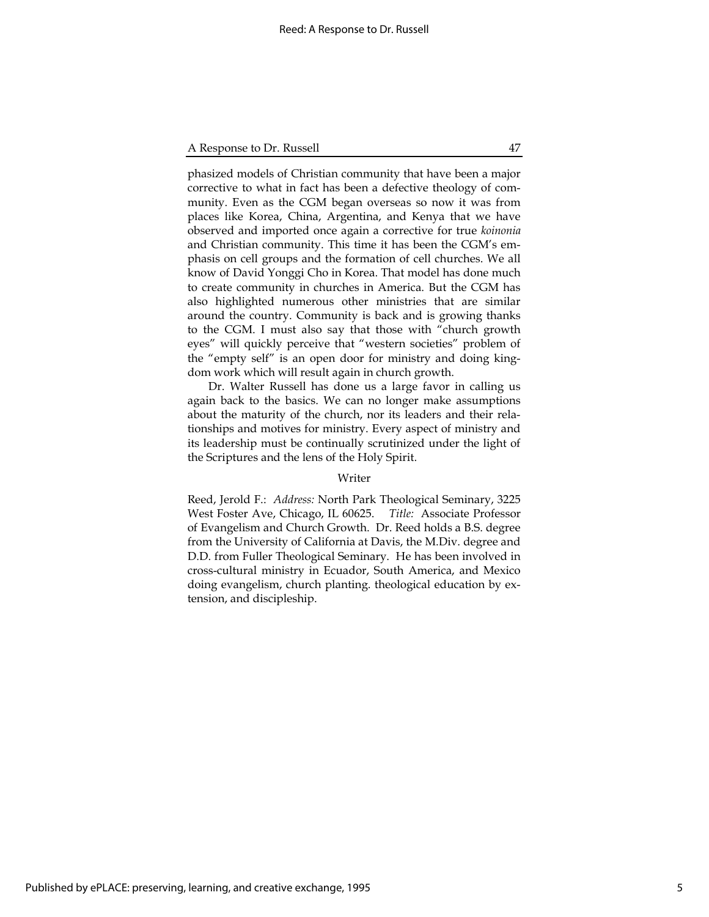phasized models of Christian community that have been a major corrective to what in fact has been a defective theology of community. Even as the CGM began overseas so now it was from places like Korea, China, Argentina, and Kenya that we have observed and imported once again a corrective for true *koinonia* and Christian community. This time it has been the CGM's emphasis on cell groups and the formation of cell churches. We all know of David Yonggi Cho in Korea. That model has done much to create community in churches in America. But the CGM has also highlighted numerous other ministries that are similar around the country. Community is back and is growing thanks to the CGM. I must also say that those with "church growth eyes" will quickly perceive that "western societies" problem of the "empty self" is an open door for ministry and doing kingdom work which will result again in church growth.

Dr. Walter Russell has done us a large favor in calling us again back to the basics. We can no longer make assumptions about the maturity of the church, nor its leaders and their relationships and motives for ministry. Every aspect of ministry and its leadership must be continually scrutinized under the light of the Scriptures and the lens of the Holy Spirit.

## Writer

Reed, Jerold F.: *Address:* North Park Theological Seminary, 3225 West Foster Ave, Chicago, IL 60625. *Title:* Associate Professor of Evangelism and Church Growth. Dr. Reed holds a B.S. degree from the University of California at Davis, the M.Div. degree and D.D. from Fuller Theological Seminary. He has been involved in cross-cultural ministry in Ecuador, South America, and Mexico doing evangelism, church planting. theological education by extension, and discipleship.